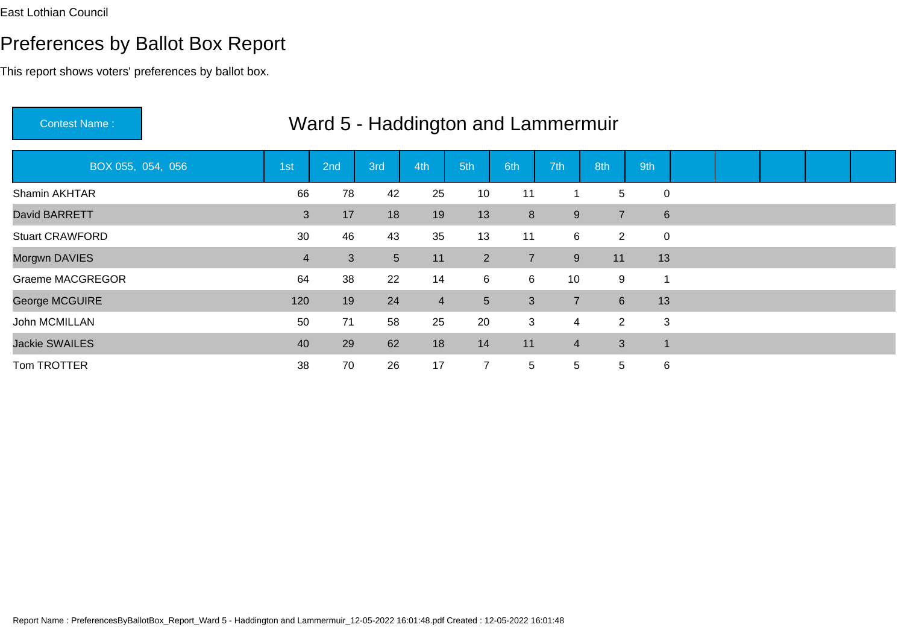East Lothian Council

# Preferences by Ballot Box Report

This report shows voters' preferences by ballot box.

**Contest Name :** Ward 5 - Haddington and Lammermuir

| BOX 055, 054, 056 | 1st | 2nd | 3rd | 4th | 5th | 6th | 7th | 8th | 9th |
|---|---|---|---|---|---|---|---|---|---|
| Shamin AKHTAR | 66 | 78 | 42 | 25 | 10 | 11 | 1 | 5 | 0 |
| David BARRETT | 3 | 17 | 18 | 19 | 13 | 8 | 9 | 7 | 6 |
| Stuart CRAWFORD | 30 | 46 | 43 | 35 | 13 | 11 | 6 | 2 | 0 |
| Morgwn DAVIES | 4 | 3 | 5 | 11 | 2 | 7 | 9 | 11 | 13 |
| Graeme MACGREGOR | 64 | 38 | 22 | 14 | 6 | 6 | 10 | 9 | 1 |
| George MCGUIRE | 120 | 19 | 24 | 4 | 5 | 3 | 7 | 6 | 13 |
| John MCMILLAN | 50 | 71 | 58 | 25 | 20 | 3 | 4 | 2 | 3 |
| Jackie SWAILES | 40 | 29 | 62 | 18 | 14 | 11 | 4 | 3 | 1 |
| Tom TROTTER | 38 | 70 | 26 | 17 | 7 | 5 | 5 | 5 | 6 |

Report Name : PreferencesByBallotBox_Report_Ward 5 - Haddington and Lammermuir_12-05-2022 16:01:48.pdf Created : 12-05-2022 16:01:48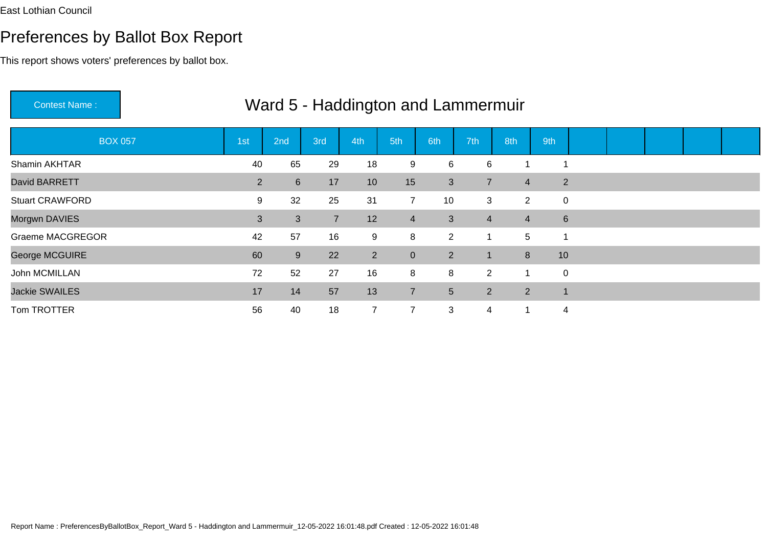East Lothian Council

# Preferences by Ballot Box Report

This report shows voters' preferences by ballot box.

**Contest Name :** Ward 5 - Haddington and Lammermuir

| BOX 057 | 1st | 2nd | 3rd | 4th | 5th | 6th | 7th | 8th | 9th |
|---|---|---|---|---|---|---|---|---|---|
| Shamin AKHTAR | 40 | 65 | 29 | 18 | 9 | 6 | 6 | 1 | 1 |
| David BARRETT | 2 | 6 | 17 | 10 | 15 | 3 | 7 | 4 | 2 |
| Stuart CRAWFORD | 9 | 32 | 25 | 31 | 7 | 10 | 3 | 2 | 0 |
| Morgwn DAVIES | 3 | 3 | 7 | 12 | 4 | 3 | 4 | 4 | 6 |
| Graeme MACGREGOR | 42 | 57 | 16 | 9 | 8 | 2 | 1 | 5 | 1 |
| George MCGUIRE | 60 | 9 | 22 | 2 | 0 | 2 | 1 | 8 | 10 |
| John MCMILLAN | 72 | 52 | 27 | 16 | 8 | 8 | 2 | 1 | 0 |
| Jackie SWAILES | 17 | 14 | 57 | 13 | 7 | 5 | 2 | 2 | 1 |
| Tom TROTTER | 56 | 40 | 18 | 7 | 7 | 3 | 4 | 1 | 4 |

Report Name : PreferencesByBallotBox_Report_Ward 5 - Haddington and Lammermuir_12-05-2022 16:01:48.pdf Created : 12-05-2022 16:01:48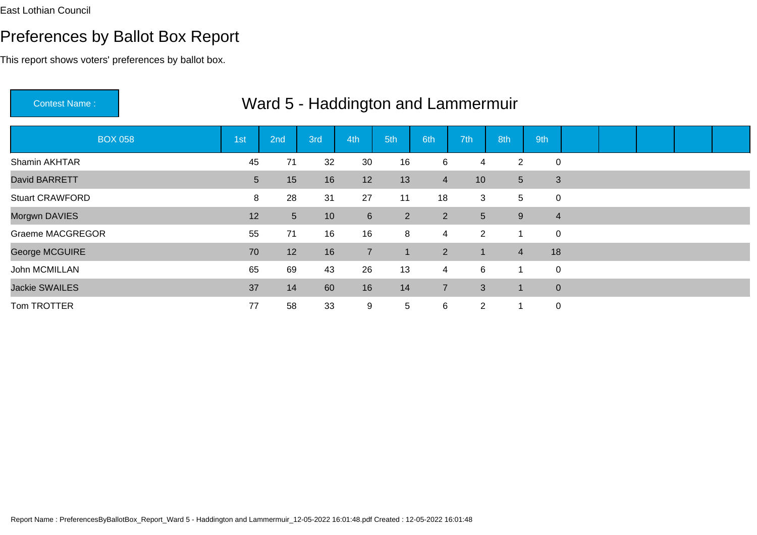East Lothian Council

# Preferences by Ballot Box Report

This report shows voters' preferences by ballot box.

**Contest Name :** Ward 5 - Haddington and Lammermuir

| BOX 058 | 1st | 2nd | 3rd | 4th | 5th | 6th | 7th | 8th | 9th |
|---|---|---|---|---|---|---|---|---|---|
| Shamin AKHTAR | 45 | 71 | 32 | 30 | 16 | 6 | 4 | 2 | 0 |
| David BARRETT | 5 | 15 | 16 | 12 | 13 | 4 | 10 | 5 | 3 |
| Stuart CRAWFORD | 8 | 28 | 31 | 27 | 11 | 18 | 3 | 5 | 0 |
| Morgwn DAVIES | 12 | 5 | 10 | 6 | 2 | 2 | 5 | 9 | 4 |
| Graeme MACGREGOR | 55 | 71 | 16 | 16 | 8 | 4 | 2 | 1 | 0 |
| George MCGUIRE | 70 | 12 | 16 | 7 | 1 | 2 | 1 | 4 | 18 |
| John MCMILLAN | 65 | 69 | 43 | 26 | 13 | 4 | 6 | 1 | 0 |
| Jackie SWAILES | 37 | 14 | 60 | 16 | 14 | 7 | 3 | 1 | 0 |
| Tom TROTTER | 77 | 58 | 33 | 9 | 5 | 6 | 2 | 1 | 0 |

Report Name : PreferencesByBallotBox_Report_Ward 5 - Haddington and Lammermuir_12-05-2022 16:01:48.pdf Created : 12-05-2022 16:01:48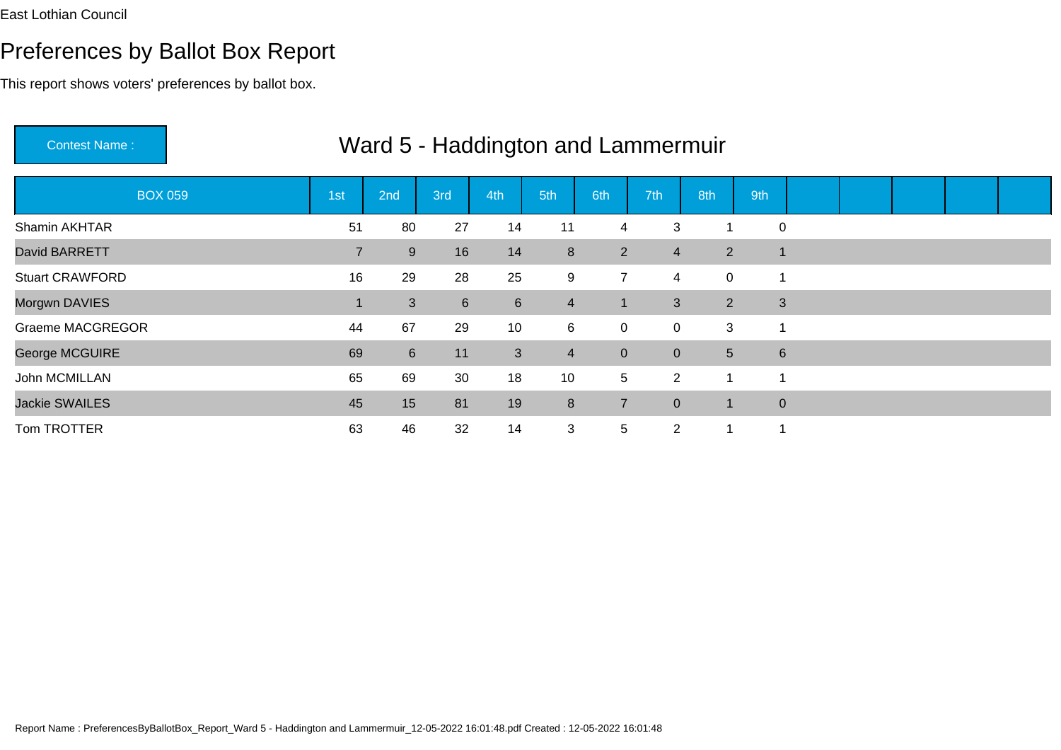East Lothian Council

# Preferences by Ballot Box Report

This report shows voters' preferences by ballot box.

**Contest Name :** Ward 5 - Haddington and Lammermuir

| BOX 059 | 1st | 2nd | 3rd | 4th | 5th | 6th | 7th | 8th | 9th |
|---|---|---|---|---|---|---|---|---|---|
| Shamin AKHTAR | 51 | 80 | 27 | 14 | 11 | 4 | 3 | 1 | 0 |
| David BARRETT | 7 | 9 | 16 | 14 | 8 | 2 | 4 | 2 | 1 |
| Stuart CRAWFORD | 16 | 29 | 28 | 25 | 9 | 7 | 4 | 0 | 1 |
| Morgwn DAVIES | 1 | 3 | 6 | 6 | 4 | 1 | 3 | 2 | 3 |
| Graeme MACGREGOR | 44 | 67 | 29 | 10 | 6 | 0 | 0 | 3 | 1 |
| George MCGUIRE | 69 | 6 | 11 | 3 | 4 | 0 | 0 | 5 | 6 |
| John MCMILLAN | 65 | 69 | 30 | 18 | 10 | 5 | 2 | 1 | 1 |
| Jackie SWAILES | 45 | 15 | 81 | 19 | 8 | 7 | 0 | 1 | 0 |
| Tom TROTTER | 63 | 46 | 32 | 14 | 3 | 5 | 2 | 1 | 1 |

Report Name : PreferencesByBallotBox_Report_Ward 5 - Haddington and Lammermuir_12-05-2022 16:01:48.pdf Created : 12-05-2022 16:01:48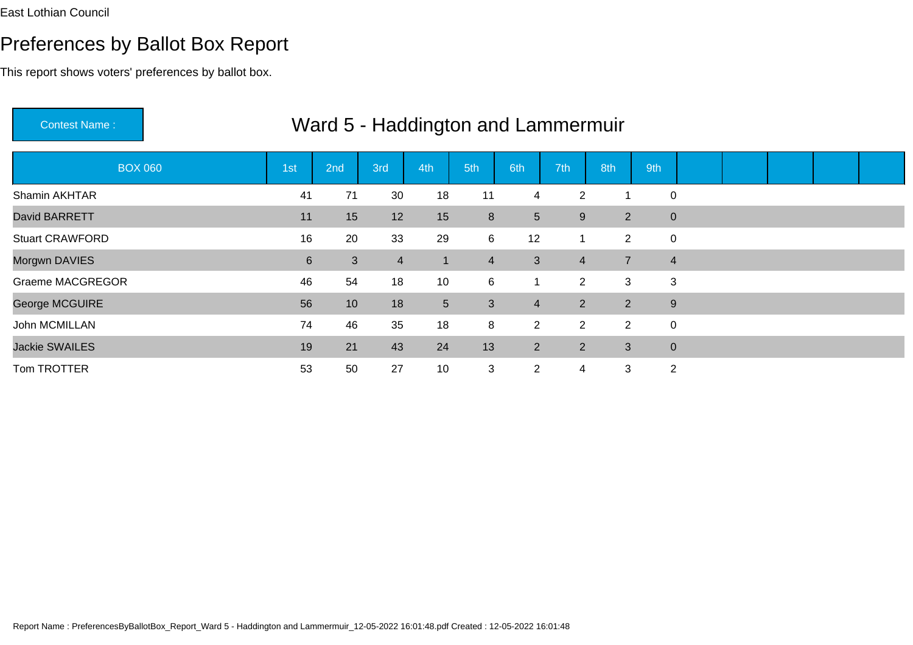East Lothian Council

# Preferences by Ballot Box Report

This report shows voters' preferences by ballot box.

**Contest Name :** Ward 5 - Haddington and Lammermuir

| BOX 060 | 1st | 2nd | 3rd | 4th | 5th | 6th | 7th | 8th | 9th |
|---|---|---|---|---|---|---|---|---|---|
| Shamin AKHTAR | 41 | 71 | 30 | 18 | 11 | 4 | 2 | 1 | 0 |
| David BARRETT | 11 | 15 | 12 | 15 | 8 | 5 | 9 | 2 | 0 |
| Stuart CRAWFORD | 16 | 20 | 33 | 29 | 6 | 12 | 1 | 2 | 0 |
| Morgwn DAVIES | 6 | 3 | 4 | 1 | 4 | 3 | 4 | 7 | 4 |
| Graeme MACGREGOR | 46 | 54 | 18 | 10 | 6 | 1 | 2 | 3 | 3 |
| George MCGUIRE | 56 | 10 | 18 | 5 | 3 | 4 | 2 | 2 | 9 |
| John MCMILLAN | 74 | 46 | 35 | 18 | 8 | 2 | 2 | 2 | 0 |
| Jackie SWAILES | 19 | 21 | 43 | 24 | 13 | 2 | 2 | 3 | 0 |
| Tom TROTTER | 53 | 50 | 27 | 10 | 3 | 2 | 4 | 3 | 2 |

Report Name : PreferencesByBallotBox_Report_Ward 5 - Haddington and Lammermuir_12-05-2022 16:01:48.pdf Created : 12-05-2022 16:01:48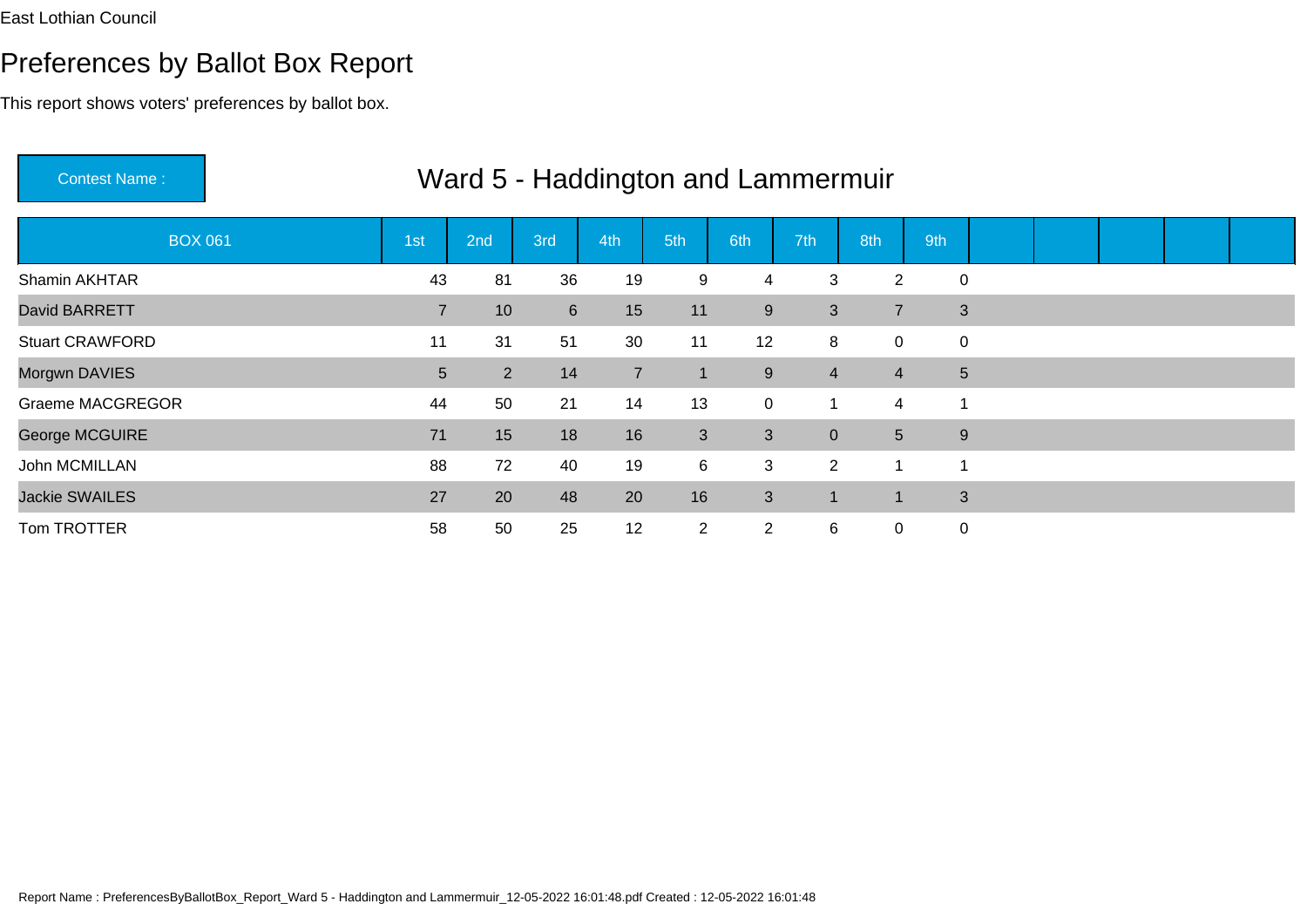East Lothian Council

# Preferences by Ballot Box Report

This report shows voters' preferences by ballot box.

**Contest Name :** Ward 5 - Haddington and Lammermuir

| BOX 061 | 1st | 2nd | 3rd | 4th | 5th | 6th | 7th | 8th | 9th |
|---|---|---|---|---|---|---|---|---|---|
| Shamin AKHTAR | 43 | 81 | 36 | 19 | 9 | 4 | 3 | 2 | 0 |
| David BARRETT | 7 | 10 | 6 | 15 | 11 | 9 | 3 | 7 | 3 |
| Stuart CRAWFORD | 11 | 31 | 51 | 30 | 11 | 12 | 8 | 0 | 0 |
| Morgwn DAVIES | 5 | 2 | 14 | 7 | 1 | 9 | 4 | 4 | 5 |
| Graeme MACGREGOR | 44 | 50 | 21 | 14 | 13 | 0 | 1 | 4 | 1 |
| George MCGUIRE | 71 | 15 | 18 | 16 | 3 | 3 | 0 | 5 | 9 |
| John MCMILLAN | 88 | 72 | 40 | 19 | 6 | 3 | 2 | 1 | 1 |
| Jackie SWAILES | 27 | 20 | 48 | 20 | 16 | 3 | 1 | 1 | 3 |
| Tom TROTTER | 58 | 50 | 25 | 12 | 2 | 2 | 6 | 0 | 0 |

Report Name : PreferencesByBallotBox_Report_Ward 5 - Haddington and Lammermuir_12-05-2022 16:01:48.pdf Created : 12-05-2022 16:01:48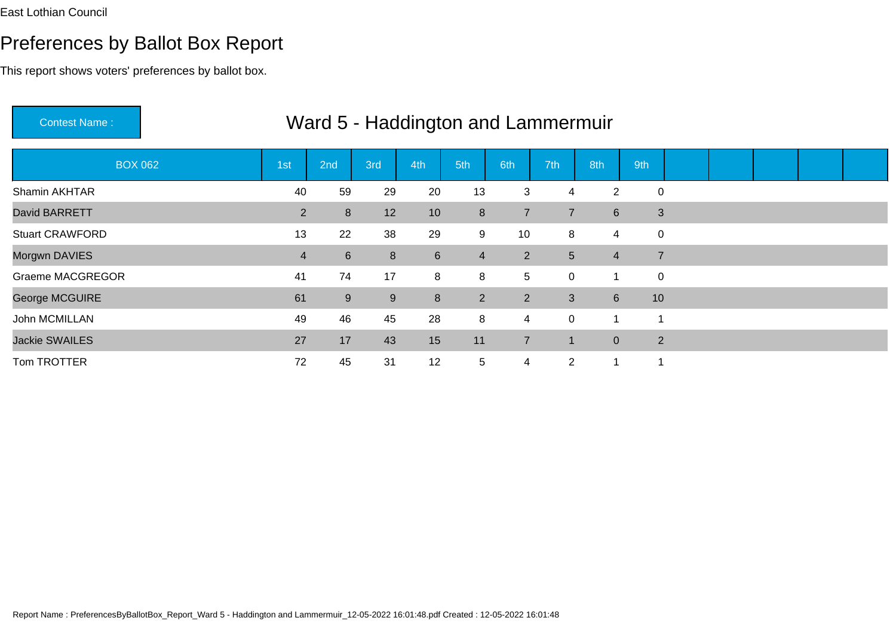East Lothian Council

# Preferences by Ballot Box Report

This report shows voters' preferences by ballot box.

**Contest Name :** Ward 5 - Haddington and Lammermuir

| BOX 062 | 1st | 2nd | 3rd | 4th | 5th | 6th | 7th | 8th | 9th |
|---|---|---|---|---|---|---|---|---|---|
| Shamin AKHTAR | 40 | 59 | 29 | 20 | 13 | 3 | 4 | 2 | 0 |
| David BARRETT | 2 | 8 | 12 | 10 | 8 | 7 | 7 | 6 | 3 |
| Stuart CRAWFORD | 13 | 22 | 38 | 29 | 9 | 10 | 8 | 4 | 0 |
| Morgwn DAVIES | 4 | 6 | 8 | 6 | 4 | 2 | 5 | 4 | 7 |
| Graeme MACGREGOR | 41 | 74 | 17 | 8 | 8 | 5 | 0 | 1 | 0 |
| George MCGUIRE | 61 | 9 | 9 | 8 | 2 | 2 | 3 | 6 | 10 |
| John MCMILLAN | 49 | 46 | 45 | 28 | 8 | 4 | 0 | 1 | 1 |
| Jackie SWAILES | 27 | 17 | 43 | 15 | 11 | 7 | 1 | 0 | 2 |
| Tom TROTTER | 72 | 45 | 31 | 12 | 5 | 4 | 2 | 1 | 1 |

Report Name : PreferencesByBallotBox_Report_Ward 5 - Haddington and Lammermuir_12-05-2022 16:01:48.pdf Created : 12-05-2022 16:01:48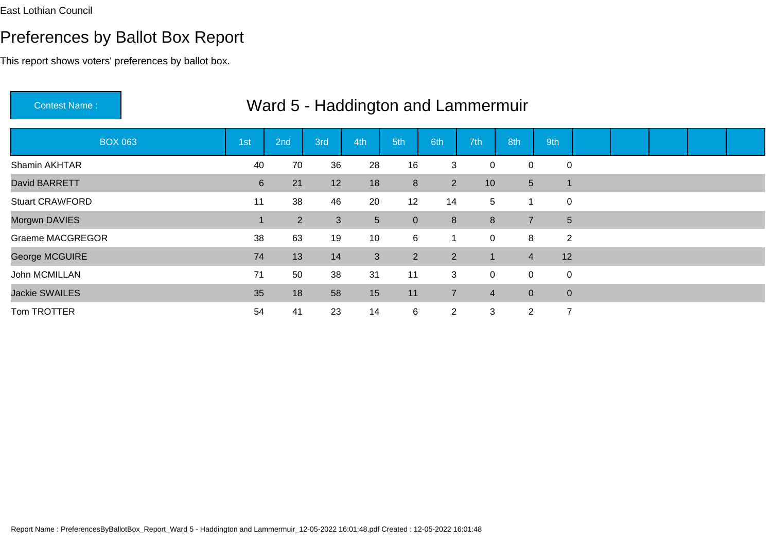East Lothian Council

# Preferences by Ballot Box Report

This report shows voters' preferences by ballot box.

**Contest Name :** Ward 5 - Haddington and Lammermuir

| BOX 063 | 1st | 2nd | 3rd | 4th | 5th | 6th | 7th | 8th | 9th | | | | | |
|---|---|---|---|---|---|---|---|---|---|---|---|---|---|---|
| Shamin AKHTAR | 40 | 70 | 36 | 28 | 16 | 3 | 0 | 0 | 0 | | | | | |
| David BARRETT | 6 | 21 | 12 | 18 | 8 | 2 | 10 | 5 | 1 | | | | | |
| Stuart CRAWFORD | 11 | 38 | 46 | 20 | 12 | 14 | 5 | 1 | 0 | | | | | |
| Morgwn DAVIES | 1 | 2 | 3 | 5 | 0 | 8 | 8 | 7 | 5 | | | | | |
| Graeme MACGREGOR | 38 | 63 | 19 | 10 | 6 | 1 | 0 | 8 | 2 | | | | | |
| George MCGUIRE | 74 | 13 | 14 | 3 | 2 | 2 | 1 | 4 | 12 | | | | | |
| John MCMILLAN | 71 | 50 | 38 | 31 | 11 | 3 | 0 | 0 | 0 | | | | | |
| Jackie SWAILES | 35 | 18 | 58 | 15 | 11 | 7 | 4 | 0 | 0 | | | | | |
| Tom TROTTER | 54 | 41 | 23 | 14 | 6 | 2 | 3 | 2 | 7 | | | | | |

Report Name : PreferencesByBallotBox_Report_Ward 5 - Haddington and Lammermuir_12-05-2022 16:01:48.pdf Created : 12-05-2022 16:01:48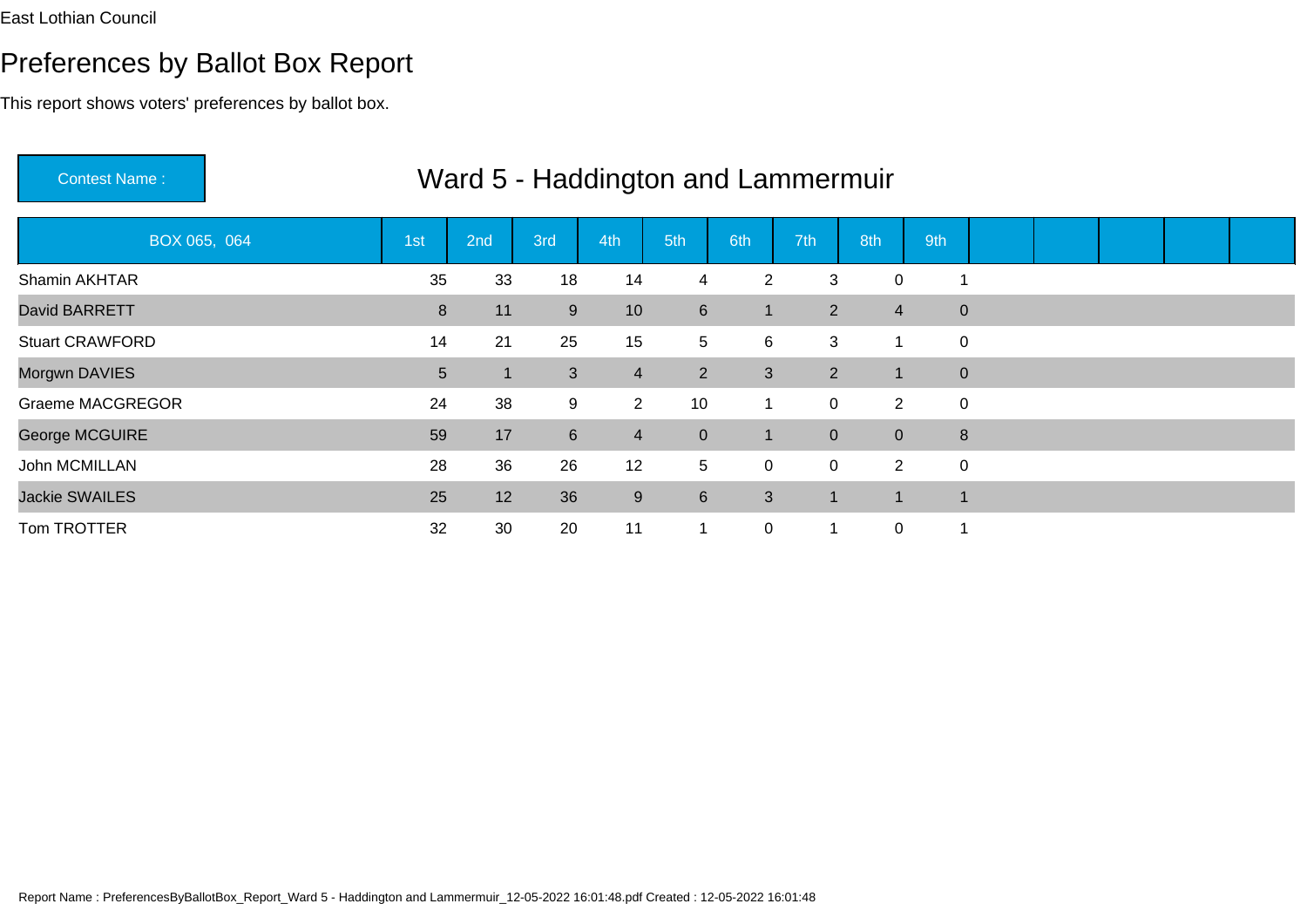East Lothian Council

# Preferences by Ballot Box Report

This report shows voters' preferences by ballot box.

**Contest Name :** Ward 5 - Haddington and Lammermuir

| BOX 065, 064 | 1st | 2nd | 3rd | 4th | 5th | 6th | 7th | 8th | 9th |
|---|---|---|---|---|---|---|---|---|---|
| Shamin AKHTAR | 35 | 33 | 18 | 14 | 4 | 2 | 3 | 0 | 1 |
| David BARRETT | 8 | 11 | 9 | 10 | 6 | 1 | 2 | 4 | 0 |
| Stuart CRAWFORD | 14 | 21 | 25 | 15 | 5 | 6 | 3 | 1 | 0 |
| Morgwn DAVIES | 5 | 1 | 3 | 4 | 2 | 3 | 2 | 1 | 0 |
| Graeme MACGREGOR | 24 | 38 | 9 | 2 | 10 | 1 | 0 | 2 | 0 |
| George MCGUIRE | 59 | 17 | 6 | 4 | 0 | 1 | 0 | 0 | 8 |
| John MCMILLAN | 28 | 36 | 26 | 12 | 5 | 0 | 0 | 2 | 0 |
| Jackie SWAILES | 25 | 12 | 36 | 9 | 6 | 3 | 1 | 1 | 1 |
| Tom TROTTER | 32 | 30 | 20 | 11 | 1 | 0 | 1 | 0 | 1 |

Report Name : PreferencesByBallotBox_Report_Ward 5 - Haddington and Lammermuir_12-05-2022 16:01:48.pdf Created : 12-05-2022 16:01:48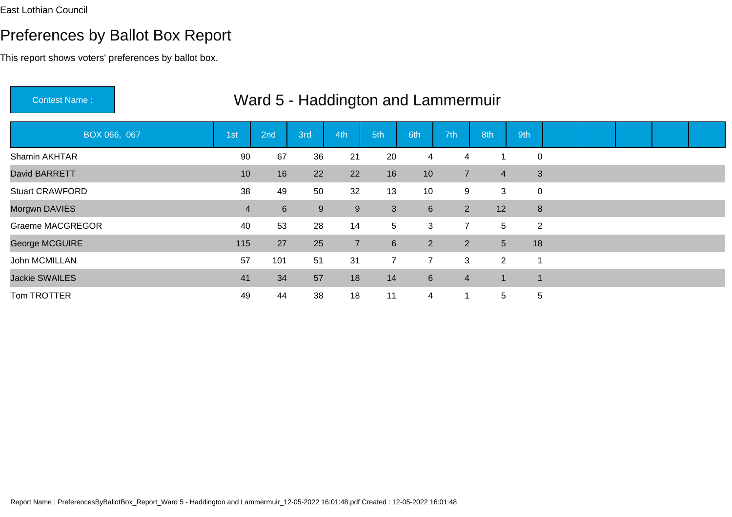East Lothian Council

# Preferences by Ballot Box Report

This report shows voters' preferences by ballot box.

**Contest Name :** Ward 5 - Haddington and Lammermuir

| BOX 066, 067 | 1st | 2nd | 3rd | 4th | 5th | 6th | 7th | 8th | 9th |
|---|---|---|---|---|---|---|---|---|---|
| Shamin AKHTAR | 90 | 67 | 36 | 21 | 20 | 4 | 4 | 1 | 0 |
| David BARRETT | 10 | 16 | 22 | 22 | 16 | 10 | 7 | 4 | 3 |
| Stuart CRAWFORD | 38 | 49 | 50 | 32 | 13 | 10 | 9 | 3 | 0 |
| Morgwn DAVIES | 4 | 6 | 9 | 9 | 3 | 6 | 2 | 12 | 8 |
| Graeme MACGREGOR | 40 | 53 | 28 | 14 | 5 | 3 | 7 | 5 | 2 |
| George MCGUIRE | 115 | 27 | 25 | 7 | 6 | 2 | 2 | 5 | 18 |
| John MCMILLAN | 57 | 101 | 51 | 31 | 7 | 7 | 3 | 2 | 1 |
| Jackie SWAILES | 41 | 34 | 57 | 18 | 14 | 6 | 4 | 1 | 1 |
| Tom TROTTER | 49 | 44 | 38 | 18 | 11 | 4 | 1 | 5 | 5 |

Report Name : PreferencesByBallotBox_Report_Ward 5 - Haddington and Lammermuir_12-05-2022 16:01:48.pdf Created : 12-05-2022 16:01:48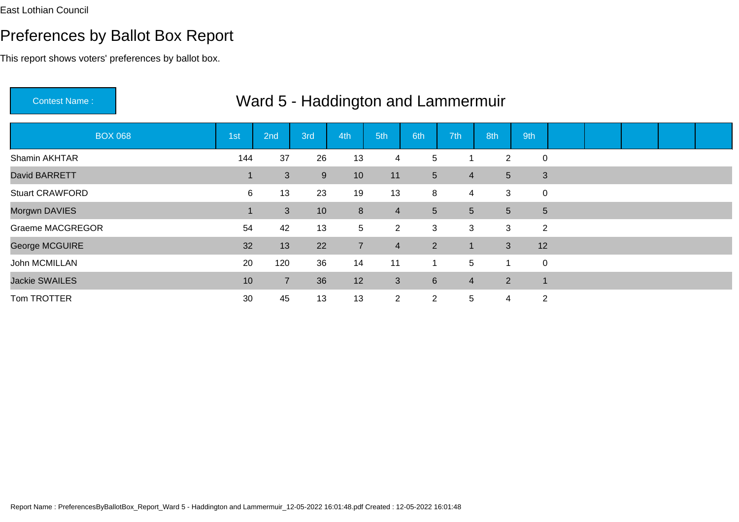East Lothian Council

# Preferences by Ballot Box Report

This report shows voters' preferences by ballot box.

**Contest Name :** Ward 5 - Haddington and Lammermuir

| BOX 068 | 1st | 2nd | 3rd | 4th | 5th | 6th | 7th | 8th | 9th | | | | | |
|---|---|---|---|---|---|---|---|---|---|---|---|---|---|---|
| Shamin AKHTAR | 144 | 37 | 26 | 13 | 4 | 5 | 1 | 2 | 0 | | | | | |
| David BARRETT | 1 | 3 | 9 | 10 | 11 | 5 | 4 | 5 | 3 | | | | | |
| Stuart CRAWFORD | 6 | 13 | 23 | 19 | 13 | 8 | 4 | 3 | 0 | | | | | |
| Morgwn DAVIES | 1 | 3 | 10 | 8 | 4 | 5 | 5 | 5 | 5 | | | | | |
| Graeme MACGREGOR | 54 | 42 | 13 | 5 | 2 | 3 | 3 | 3 | 2 | | | | | |
| George MCGUIRE | 32 | 13 | 22 | 7 | 4 | 2 | 1 | 3 | 12 | | | | | |
| John MCMILLAN | 20 | 120 | 36 | 14 | 11 | 1 | 5 | 1 | 0 | | | | | |
| Jackie SWAILES | 10 | 7 | 36 | 12 | 3 | 6 | 4 | 2 | 1 | | | | | |
| Tom TROTTER | 30 | 45 | 13 | 13 | 2 | 2 | 5 | 4 | 2 | | | | | |

Report Name : PreferencesByBallotBox_Report_Ward 5 - Haddington and Lammermuir_12-05-2022 16:01:48.pdf Created : 12-05-2022 16:01:48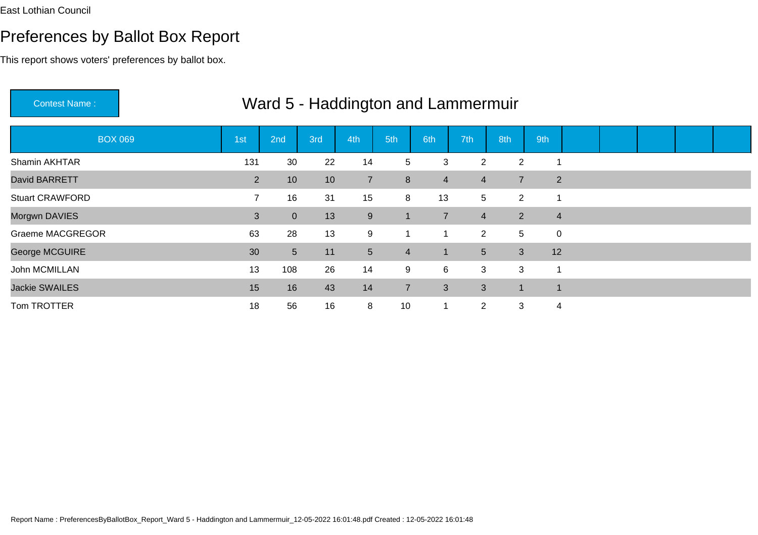East Lothian Council

# Preferences by Ballot Box Report

This report shows voters' preferences by ballot box.

Contest Name : **Ward 5 - Haddington and Lammermuir**

| BOX 069 | 1st | 2nd | 3rd | 4th | 5th | 6th | 7th | 8th | 9th | | | | | |
|---|---|---|---|---|---|---|---|---|---|---|---|---|---|---|
| Shamin AKHTAR | 131 | 30 | 22 | 14 | 5 | 3 | 2 | 2 | 1 | | | | | |
| David BARRETT | 2 | 10 | 10 | 7 | 8 | 4 | 4 | 7 | 2 | | | | | |
| Stuart CRAWFORD | 7 | 16 | 31 | 15 | 8 | 13 | 5 | 2 | 1 | | | | | |
| Morgwn DAVIES | 3 | 0 | 13 | 9 | 1 | 7 | 4 | 2 | 4 | | | | | |
| Graeme MACGREGOR | 63 | 28 | 13 | 9 | 1 | 1 | 2 | 5 | 0 | | | | | |
| George MCGUIRE | 30 | 5 | 11 | 5 | 4 | 1 | 5 | 3 | 12 | | | | | |
| John MCMILLAN | 13 | 108 | 26 | 14 | 9 | 6 | 3 | 3 | 1 | | | | | |
| Jackie SWAILES | 15 | 16 | 43 | 14 | 7 | 3 | 3 | 1 | 1 | | | | | |
| Tom TROTTER | 18 | 56 | 16 | 8 | 10 | 1 | 2 | 3 | 4 | | | | | |

Report Name : PreferencesByBallotBox_Report_Ward 5 - Haddington and Lammermuir_12-05-2022 16:01:48.pdf Created : 12-05-2022 16:01:48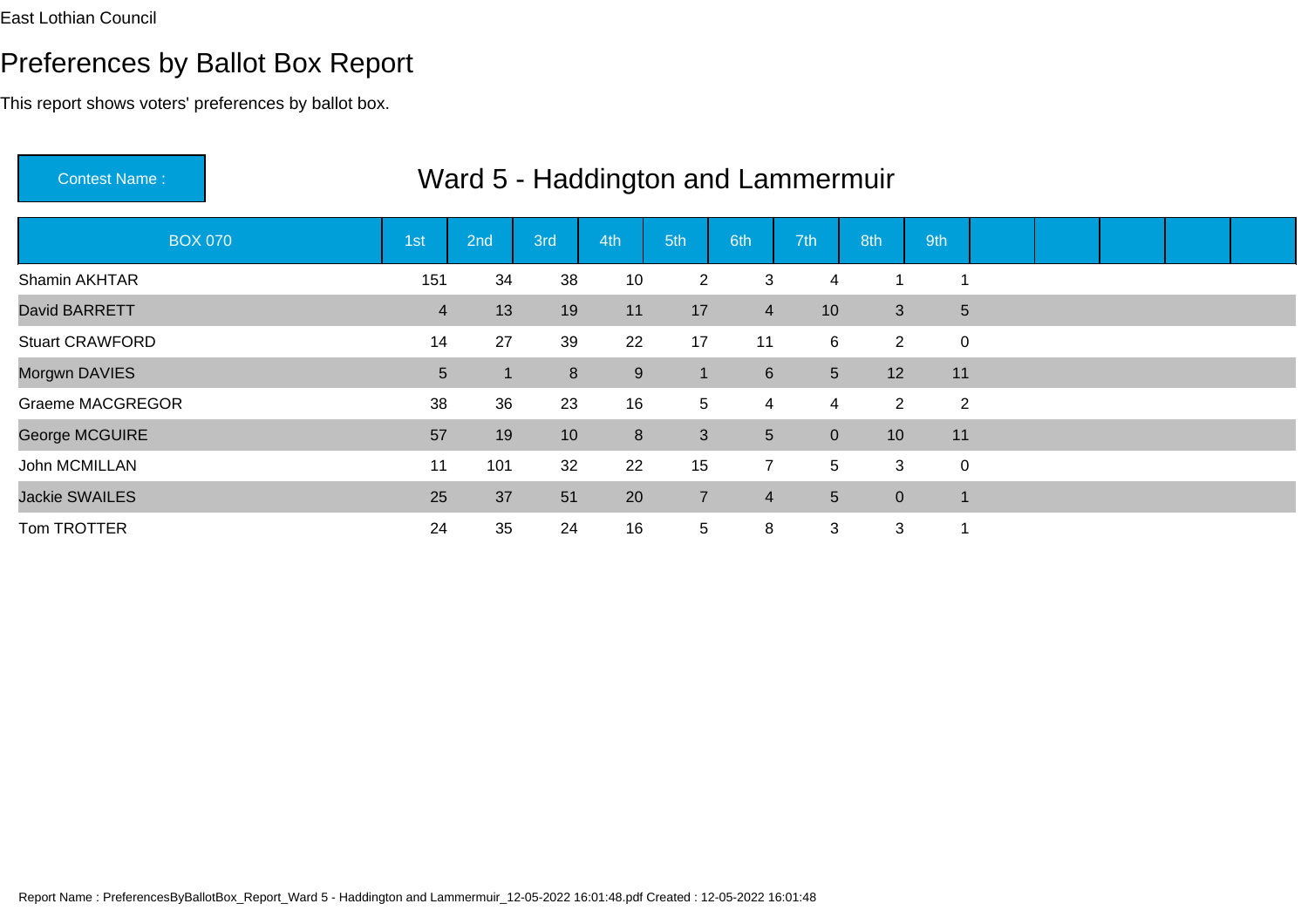East Lothian Council

# Preferences by Ballot Box Report

This report shows voters' preferences by ballot box.

**Contest Name :** Ward 5 - Haddington and Lammermuir

| BOX 070 | 1st | 2nd | 3rd | 4th | 5th | 6th | 7th | 8th | 9th | | | | | |
|---|---|---|---|---|---|---|---|---|---|---|---|---|---|---|
| Shamin AKHTAR | 151 | 34 | 38 | 10 | 2 | 3 | 4 | 1 | 1 | | | | | |
| David BARRETT | 4 | 13 | 19 | 11 | 17 | 4 | 10 | 3 | 5 | | | | | |
| Stuart CRAWFORD | 14 | 27 | 39 | 22 | 17 | 11 | 6 | 2 | 0 | | | | | |
| Morgwn DAVIES | 5 | 1 | 8 | 9 | 1 | 6 | 5 | 12 | 11 | | | | | |
| Graeme MACGREGOR | 38 | 36 | 23 | 16 | 5 | 4 | 4 | 2 | 2 | | | | | |
| George MCGUIRE | 57 | 19 | 10 | 8 | 3 | 5 | 0 | 10 | 11 | | | | | |
| John MCMILLAN | 11 | 101 | 32 | 22 | 15 | 7 | 5 | 3 | 0 | | | | | |
| Jackie SWAILES | 25 | 37 | 51 | 20 | 7 | 4 | 5 | 0 | 1 | | | | | |
| Tom TROTTER | 24 | 35 | 24 | 16 | 5 | 8 | 3 | 3 | 1 | | | | | |

Report Name : PreferencesByBallotBox_Report_Ward 5 - Haddington and Lammermuir_12-05-2022 16:01:48.pdf Created : 12-05-2022 16:01:48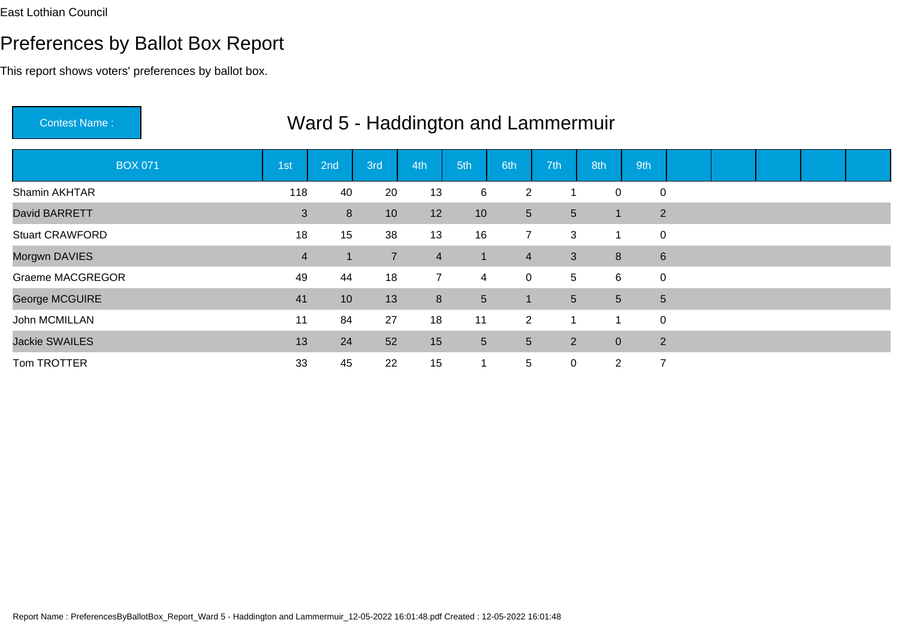East Lothian Council

# Preferences by Ballot Box Report

This report shows voters' preferences by ballot box.

**Contest Name :** Ward 5 - Haddington and Lammermuir

| BOX 071 | 1st | 2nd | 3rd | 4th | 5th | 6th | 7th | 8th | 9th |
|---|---|---|---|---|---|---|---|---|---|
| Shamin AKHTAR | 118 | 40 | 20 | 13 | 6 | 2 | 1 | 0 | 0 |
| David BARRETT | 3 | 8 | 10 | 12 | 10 | 5 | 5 | 1 | 2 |
| Stuart CRAWFORD | 18 | 15 | 38 | 13 | 16 | 7 | 3 | 1 | 0 |
| Morgwn DAVIES | 4 | 1 | 7 | 4 | 1 | 4 | 3 | 8 | 6 |
| Graeme MACGREGOR | 49 | 44 | 18 | 7 | 4 | 0 | 5 | 6 | 0 |
| George MCGUIRE | 41 | 10 | 13 | 8 | 5 | 1 | 5 | 5 | 5 |
| John MCMILLAN | 11 | 84 | 27 | 18 | 11 | 2 | 1 | 1 | 0 |
| Jackie SWAILES | 13 | 24 | 52 | 15 | 5 | 5 | 2 | 0 | 2 |
| Tom TROTTER | 33 | 45 | 22 | 15 | 1 | 5 | 0 | 2 | 7 |

Report Name : PreferencesByBallotBox_Report_Ward 5 - Haddington and Lammermuir_12-05-2022 16:01:48.pdf Created : 12-05-2022 16:01:48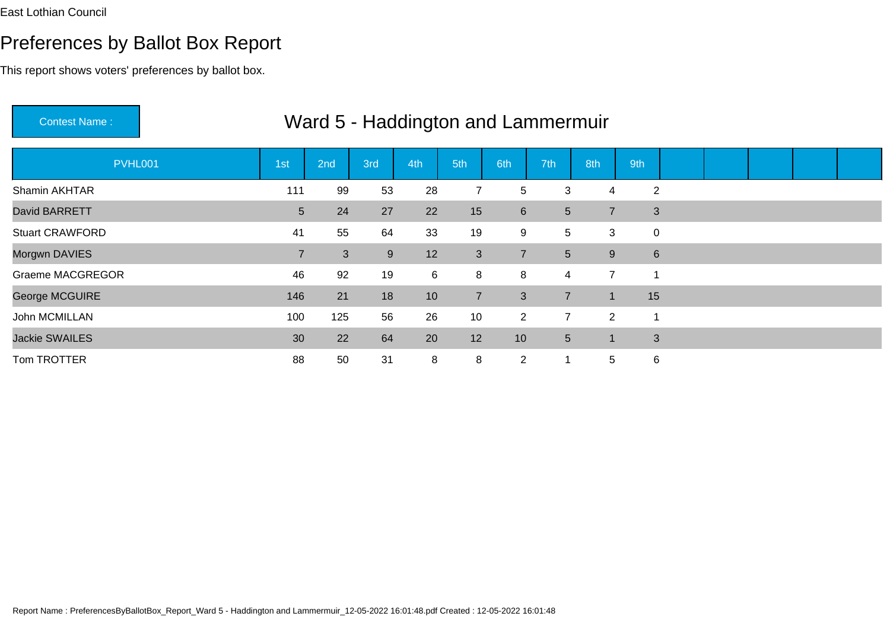East Lothian Council

# Preferences by Ballot Box Report

This report shows voters' preferences by ballot box.

**Contest Name :** Ward 5 - Haddington and Lammermuir

| PVHL001 | 1st | 2nd | 3rd | 4th | 5th | 6th | 7th | 8th | 9th |
|---|---|---|---|---|---|---|---|---|---|
| Shamin AKHTAR | 111 | 99 | 53 | 28 | 7 | 5 | 3 | 4 | 2 |
| David BARRETT | 5 | 24 | 27 | 22 | 15 | 6 | 5 | 7 | 3 |
| Stuart CRAWFORD | 41 | 55 | 64 | 33 | 19 | 9 | 5 | 3 | 0 |
| Morgwn DAVIES | 7 | 3 | 9 | 12 | 3 | 7 | 5 | 9 | 6 |
| Graeme MACGREGOR | 46 | 92 | 19 | 6 | 8 | 8 | 4 | 7 | 1 |
| George MCGUIRE | 146 | 21 | 18 | 10 | 7 | 3 | 7 | 1 | 15 |
| John MCMILLAN | 100 | 125 | 56 | 26 | 10 | 2 | 7 | 2 | 1 |
| Jackie SWAILES | 30 | 22 | 64 | 20 | 12 | 10 | 5 | 1 | 3 |
| Tom TROTTER | 88 | 50 | 31 | 8 | 8 | 2 | 1 | 5 | 6 |

Report Name : PreferencesByBallotBox_Report_Ward 5 - Haddington and Lammermuir_12-05-2022 16:01:48.pdf Created : 12-05-2022 16:01:48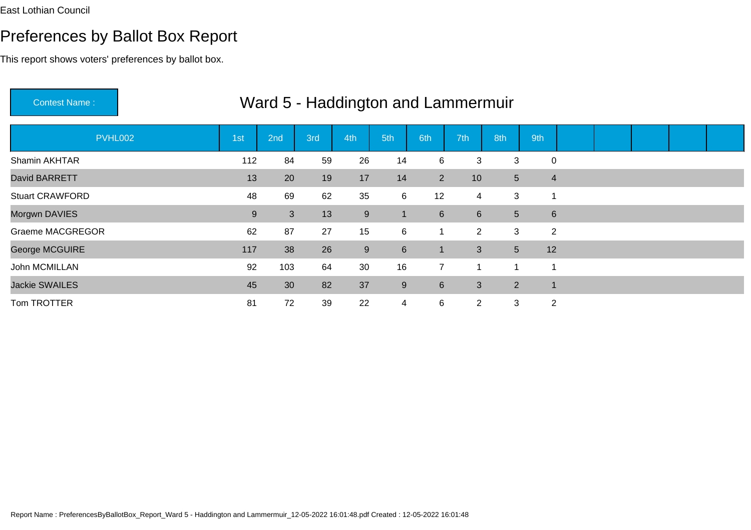East Lothian Council

# Preferences by Ballot Box Report

This report shows voters' preferences by ballot box.

**Contest Name :** Ward 5 - Haddington and Lammermuir

| PVHL002 | 1st | 2nd | 3rd | 4th | 5th | 6th | 7th | 8th | 9th |
|---|---|---|---|---|---|---|---|---|---|
| Shamin AKHTAR | 112 | 84 | 59 | 26 | 14 | 6 | 3 | 3 | 0 |
| David BARRETT | 13 | 20 | 19 | 17 | 14 | 2 | 10 | 5 | 4 |
| Stuart CRAWFORD | 48 | 69 | 62 | 35 | 6 | 12 | 4 | 3 | 1 |
| Morgwn DAVIES | 9 | 3 | 13 | 9 | 1 | 6 | 6 | 5 | 6 |
| Graeme MACGREGOR | 62 | 87 | 27 | 15 | 6 | 1 | 2 | 3 | 2 |
| George MCGUIRE | 117 | 38 | 26 | 9 | 6 | 1 | 3 | 5 | 12 |
| John MCMILLAN | 92 | 103 | 64 | 30 | 16 | 7 | 1 | 1 | 1 |
| Jackie SWAILES | 45 | 30 | 82 | 37 | 9 | 6 | 3 | 2 | 1 |
| Tom TROTTER | 81 | 72 | 39 | 22 | 4 | 6 | 2 | 3 | 2 |

Report Name : PreferencesByBallotBox_Report_Ward 5 - Haddington and Lammermuir_12-05-2022 16:01:48.pdf Created : 12-05-2022 16:01:48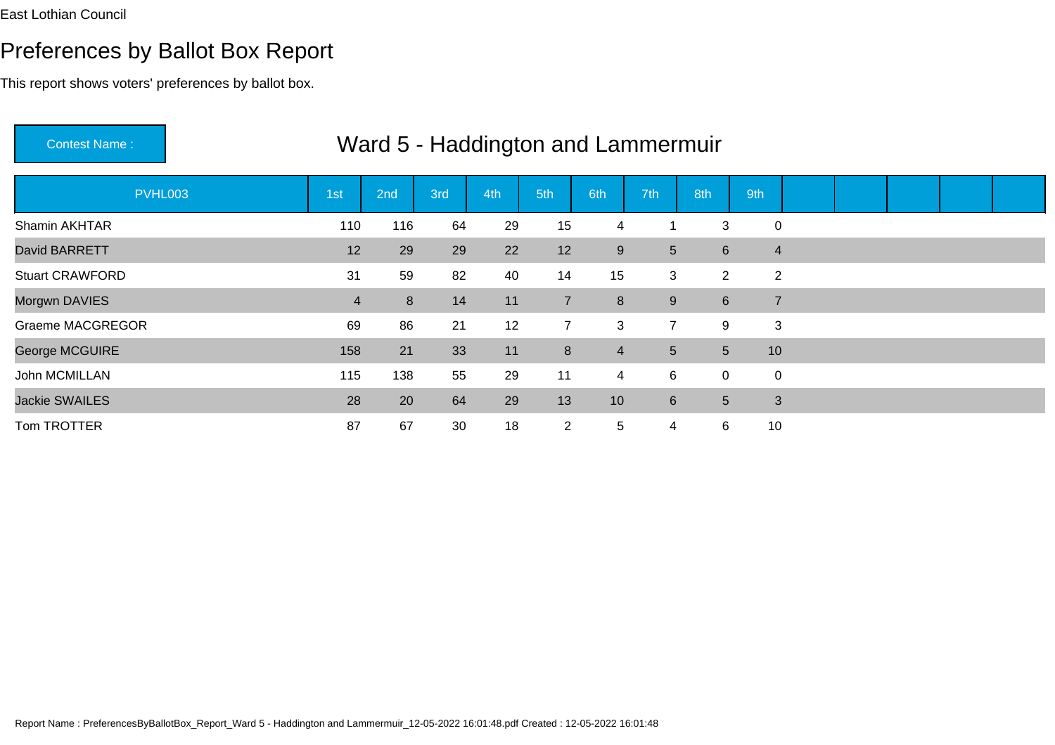East Lothian Council

# Preferences by Ballot Box Report

This report shows voters' preferences by ballot box.

**Contest Name :** Ward 5 - Haddington and Lammermuir

| PVHL003 | 1st | 2nd | 3rd | 4th | 5th | 6th | 7th | 8th | 9th | | | | | |
|---|---|---|---|---|---|---|---|---|---|---|---|---|---|---|
| Shamin AKHTAR | 110 | 116 | 64 | 29 | 15 | 4 | 1 | 3 | 0 | | | | | |
| David BARRETT | 12 | 29 | 29 | 22 | 12 | 9 | 5 | 6 | 4 | | | | | |
| Stuart CRAWFORD | 31 | 59 | 82 | 40 | 14 | 15 | 3 | 2 | 2 | | | | | |
| Morgwn DAVIES | 4 | 8 | 14 | 11 | 7 | 8 | 9 | 6 | 7 | | | | | |
| Graeme MACGREGOR | 69 | 86 | 21 | 12 | 7 | 3 | 7 | 9 | 3 | | | | | |
| George MCGUIRE | 158 | 21 | 33 | 11 | 8 | 4 | 5 | 5 | 10 | | | | | |
| John MCMILLAN | 115 | 138 | 55 | 29 | 11 | 4 | 6 | 0 | 0 | | | | | |
| Jackie SWAILES | 28 | 20 | 64 | 29 | 13 | 10 | 6 | 5 | 3 | | | | | |
| Tom TROTTER | 87 | 67 | 30 | 18 | 2 | 5 | 4 | 6 | 10 | | | | | |

Report Name : PreferencesByBallotBox_Report_Ward 5 - Haddington and Lammermuir_12-05-2022 16:01:48.pdf Created : 12-05-2022 16:01:48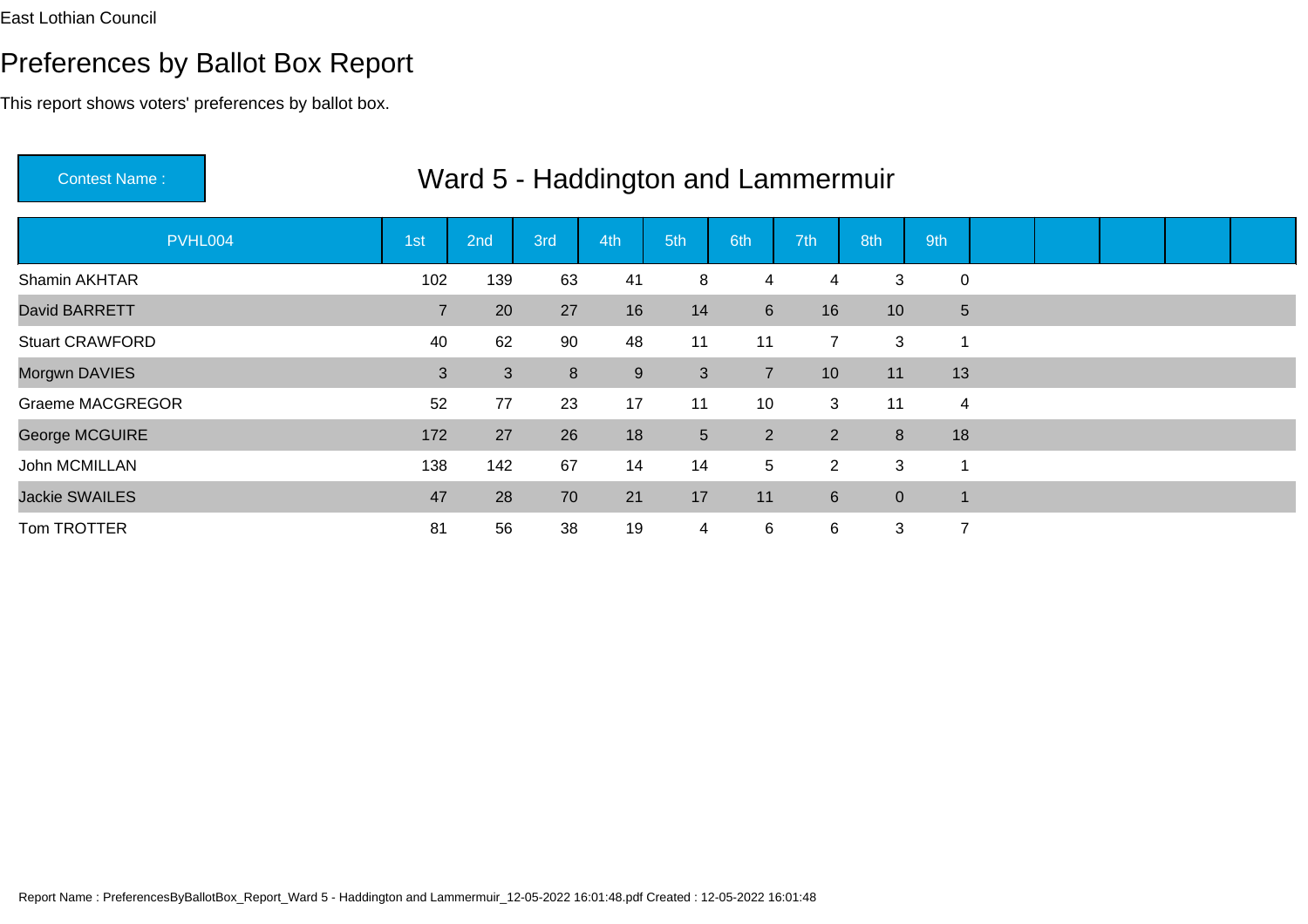East Lothian Council

# Preferences by Ballot Box Report

This report shows voters' preferences by ballot box.

**Contest Name :** Ward 5 - Haddington and Lammermuir

| PVHL004 | 1st | 2nd | 3rd | 4th | 5th | 6th | 7th | 8th | 9th |
|---|---|---|---|---|---|---|---|---|---|
| Shamin AKHTAR | 102 | 139 | 63 | 41 | 8 | 4 | 4 | 3 | 0 |
| David BARRETT | 7 | 20 | 27 | 16 | 14 | 6 | 16 | 10 | 5 |
| Stuart CRAWFORD | 40 | 62 | 90 | 48 | 11 | 11 | 7 | 3 | 1 |
| Morgwn DAVIES | 3 | 3 | 8 | 9 | 3 | 7 | 10 | 11 | 13 |
| Graeme MACGREGOR | 52 | 77 | 23 | 17 | 11 | 10 | 3 | 11 | 4 |
| George MCGUIRE | 172 | 27 | 26 | 18 | 5 | 2 | 2 | 8 | 18 |
| John MCMILLAN | 138 | 142 | 67 | 14 | 14 | 5 | 2 | 3 | 1 |
| Jackie SWAILES | 47 | 28 | 70 | 21 | 17 | 11 | 6 | 0 | 1 |
| Tom TROTTER | 81 | 56 | 38 | 19 | 4 | 6 | 6 | 3 | 7 |

Report Name : PreferencesByBallotBox_Report_Ward 5 - Haddington and Lammermuir_12-05-2022 16:01:48.pdf Created : 12-05-2022 16:01:48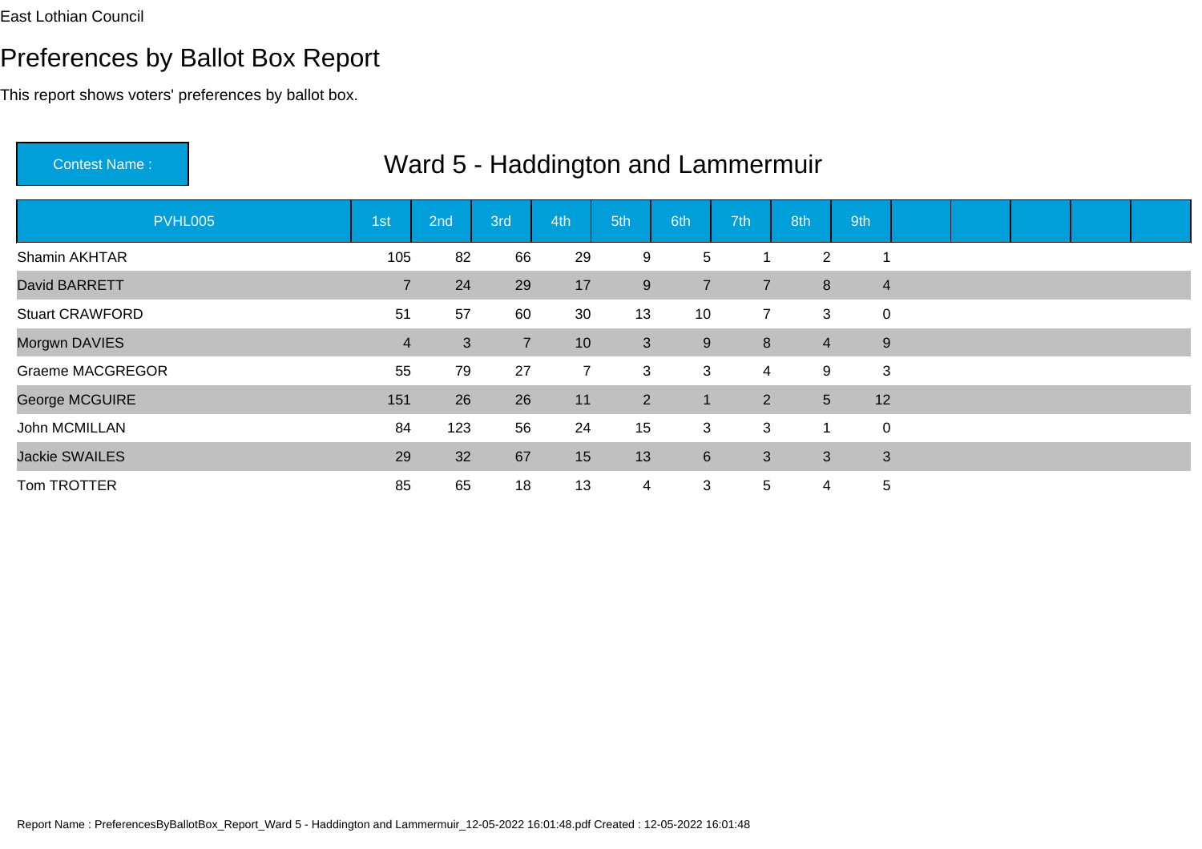East Lothian Council

# Preferences by Ballot Box Report

This report shows voters' preferences by ballot box.

**Contest Name :** Ward 5 - Haddington and Lammermuir

| PVHL005 | 1st | 2nd | 3rd | 4th | 5th | 6th | 7th | 8th | 9th |
|---|---|---|---|---|---|---|---|---|---|
| Shamin AKHTAR | 105 | 82 | 66 | 29 | 9 | 5 | 1 | 2 | 1 |
| David BARRETT | 7 | 24 | 29 | 17 | 9 | 7 | 7 | 8 | 4 |
| Stuart CRAWFORD | 51 | 57 | 60 | 30 | 13 | 10 | 7 | 3 | 0 |
| Morgwn DAVIES | 4 | 3 | 7 | 10 | 3 | 9 | 8 | 4 | 9 |
| Graeme MACGREGOR | 55 | 79 | 27 | 7 | 3 | 3 | 4 | 9 | 3 |
| George MCGUIRE | 151 | 26 | 26 | 11 | 2 | 1 | 2 | 5 | 12 |
| John MCMILLAN | 84 | 123 | 56 | 24 | 15 | 3 | 3 | 1 | 0 |
| Jackie SWAILES | 29 | 32 | 67 | 15 | 13 | 6 | 3 | 3 | 3 |
| Tom TROTTER | 85 | 65 | 18 | 13 | 4 | 3 | 5 | 4 | 5 |

Report Name : PreferencesByBallotBox_Report_Ward 5 - Haddington and Lammermuir_12-05-2022 16:01:48.pdf Created : 12-05-2022 16:01:48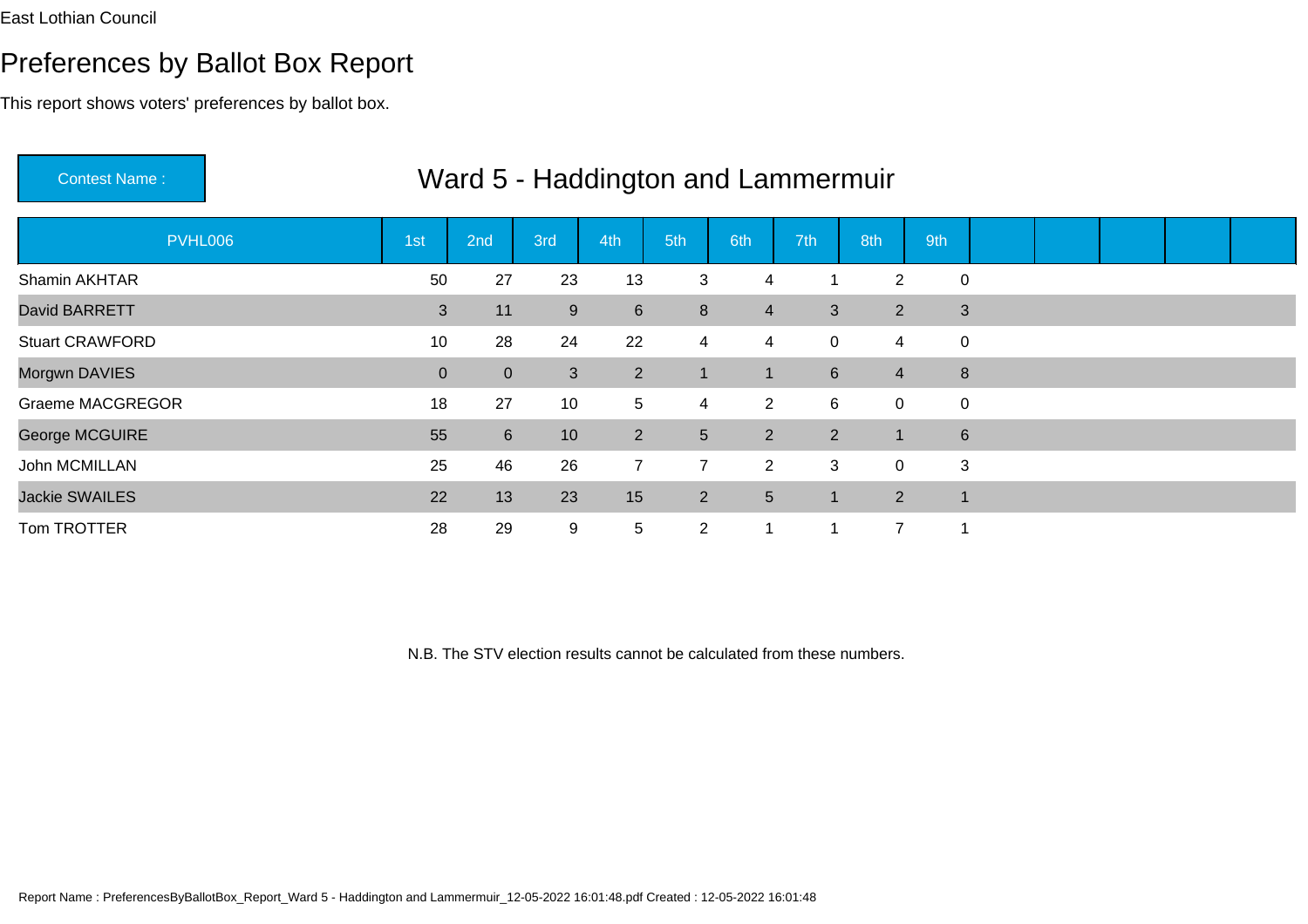East Lothian Council

# Preferences by Ballot Box Report

This report shows voters' preferences by ballot box.

**Contest Name :** Ward 5 - Haddington and Lammermuir

| PVHL006 | 1st | 2nd | 3rd | 4th | 5th | 6th | 7th | 8th | 9th | | | | | |
|---|---|---|---|---|---|---|---|---|---|---|---|---|---|---|
| Shamin AKHTAR | 50 | 27 | 23 | 13 | 3 | 4 | 1 | 2 | 0 | | | | | |
| David BARRETT | 3 | 11 | 9 | 6 | 8 | 4 | 3 | 2 | 3 | | | | | |
| Stuart CRAWFORD | 10 | 28 | 24 | 22 | 4 | 4 | 0 | 4 | 0 | | | | | |
| Morgwn DAVIES | 0 | 0 | 3 | 2 | 1 | 1 | 6 | 4 | 8 | | | | | |
| Graeme MACGREGOR | 18 | 27 | 10 | 5 | 4 | 2 | 6 | 0 | 0 | | | | | |
| George MCGUIRE | 55 | 6 | 10 | 2 | 5 | 2 | 2 | 1 | 6 | | | | | |
| John MCMILLAN | 25 | 46 | 26 | 7 | 7 | 2 | 3 | 0 | 3 | | | | | |
| Jackie SWAILES | 22 | 13 | 23 | 15 | 2 | 5 | 1 | 2 | 1 | | | | | |
| Tom TROTTER | 28 | 29 | 9 | 5 | 2 | 1 | 1 | 7 | 1 | | | | | |

N.B. The STV election results cannot be calculated from these numbers.

Report Name : PreferencesByBallotBox_Report_Ward 5 - Haddington and Lammermuir_12-05-2022 16:01:48.pdf Created : 12-05-2022 16:01:48